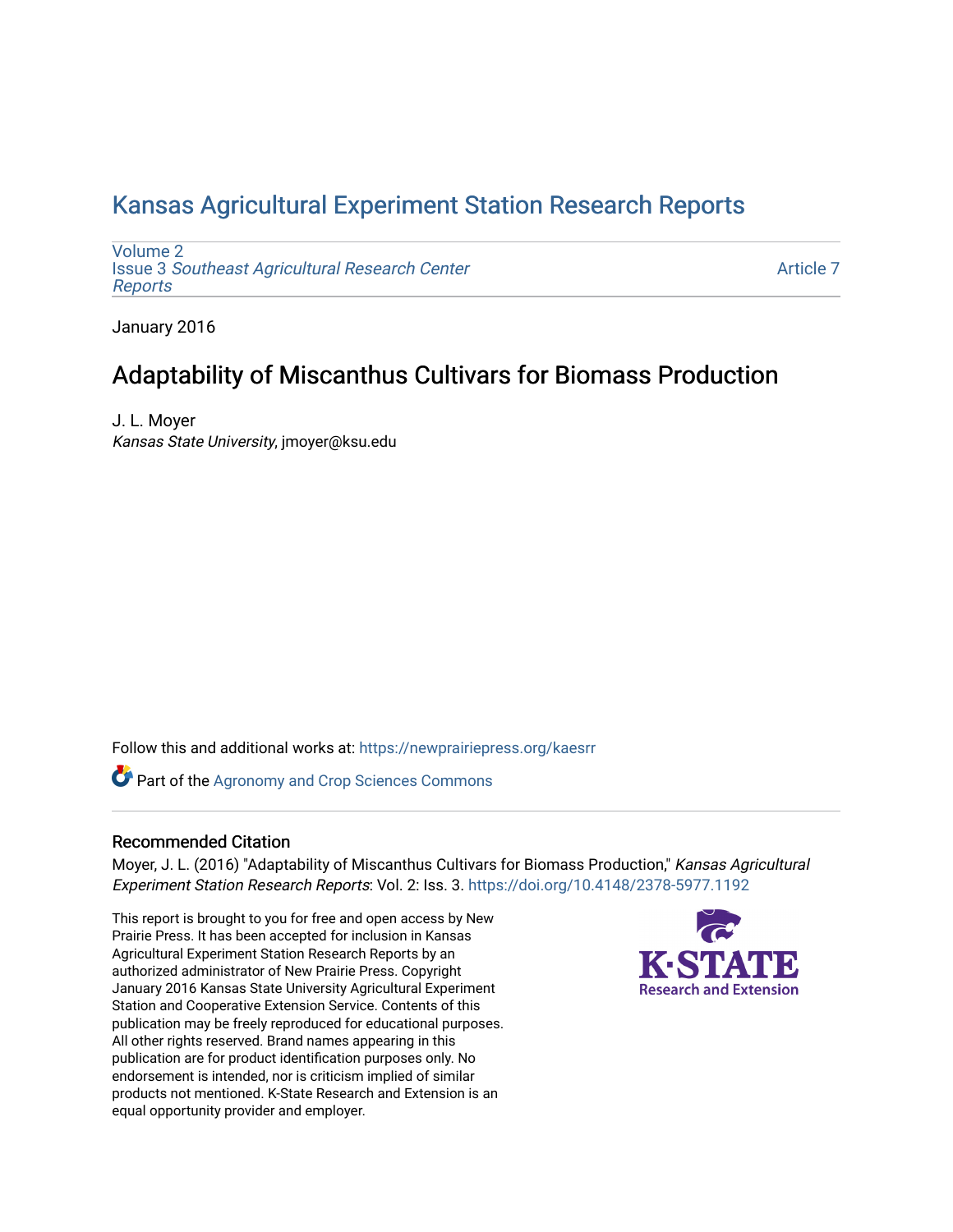# Kansas Agricultural Experiment Station Research Reports

Volume 2
Issue 3 *Southeast Agricultural Research Center Reports*

Article 7

January 2016

## Adaptability of Miscanthus Cultivars for Biomass Production

J. L. Moyer
*Kansas State University*, jmoyer@ksu.edu

Follow this and additional works at: https://newprairiepress.org/kaesrr

Part of the Agronomy and Crop Sciences Commons

### Recommended Citation

Moyer, J. L. (2016) "Adaptability of Miscanthus Cultivars for Biomass Production," *Kansas Agricultural Experiment Station Research Reports*: Vol. 2: Iss. 3. https://doi.org/10.4148/2378-5977.1192

This report is brought to you for free and open access by New Prairie Press. It has been accepted for inclusion in Kansas Agricultural Experiment Station Research Reports by an authorized administrator of New Prairie Press. Copyright January 2016 Kansas State University Agricultural Experiment Station and Cooperative Extension Service. Contents of this publication may be freely reproduced for educational purposes. All other rights reserved. Brand names appearing in this publication are for product identification purposes only. No endorsement is intended, nor is criticism implied of similar products not mentioned. K-State Research and Extension is an equal opportunity provider and employer.

K·STATE Research and Extension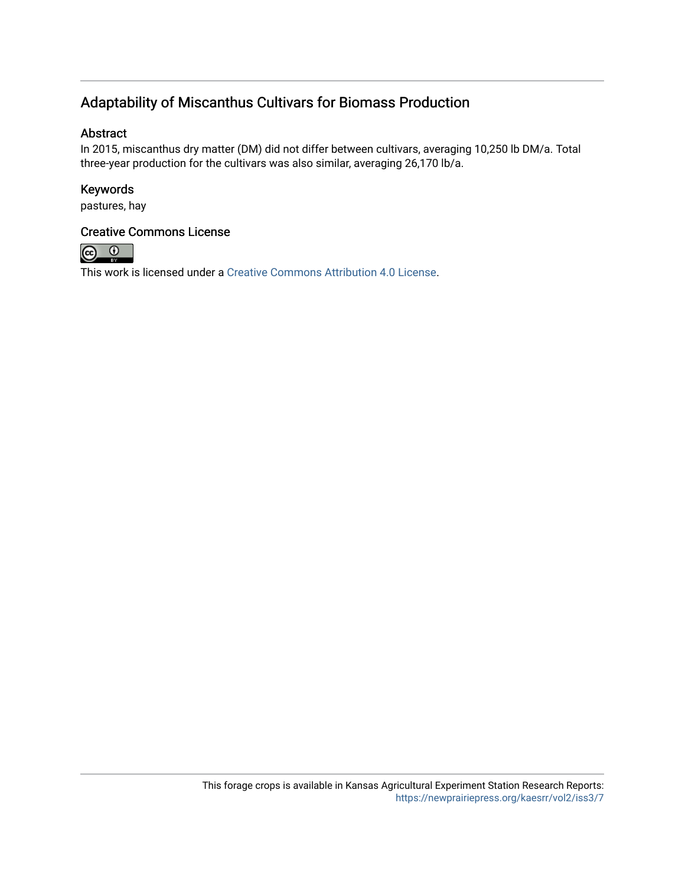# Adaptability of Miscanthus Cultivars for Biomass Production

## Abstract

In 2015, miscanthus dry matter (DM) did not differ between cultivars, averaging 10,250 lb DM/a. Total three-year production for the cultivars was also similar, averaging 26,170 lb/a.

## Keywords

pastures, hay

## Creative Commons License

This work is licensed under a Creative Commons Attribution 4.0 License.

This forage crops is available in Kansas Agricultural Experiment Station Research Reports: https://newprairiepress.org/kaesrr/vol2/iss3/7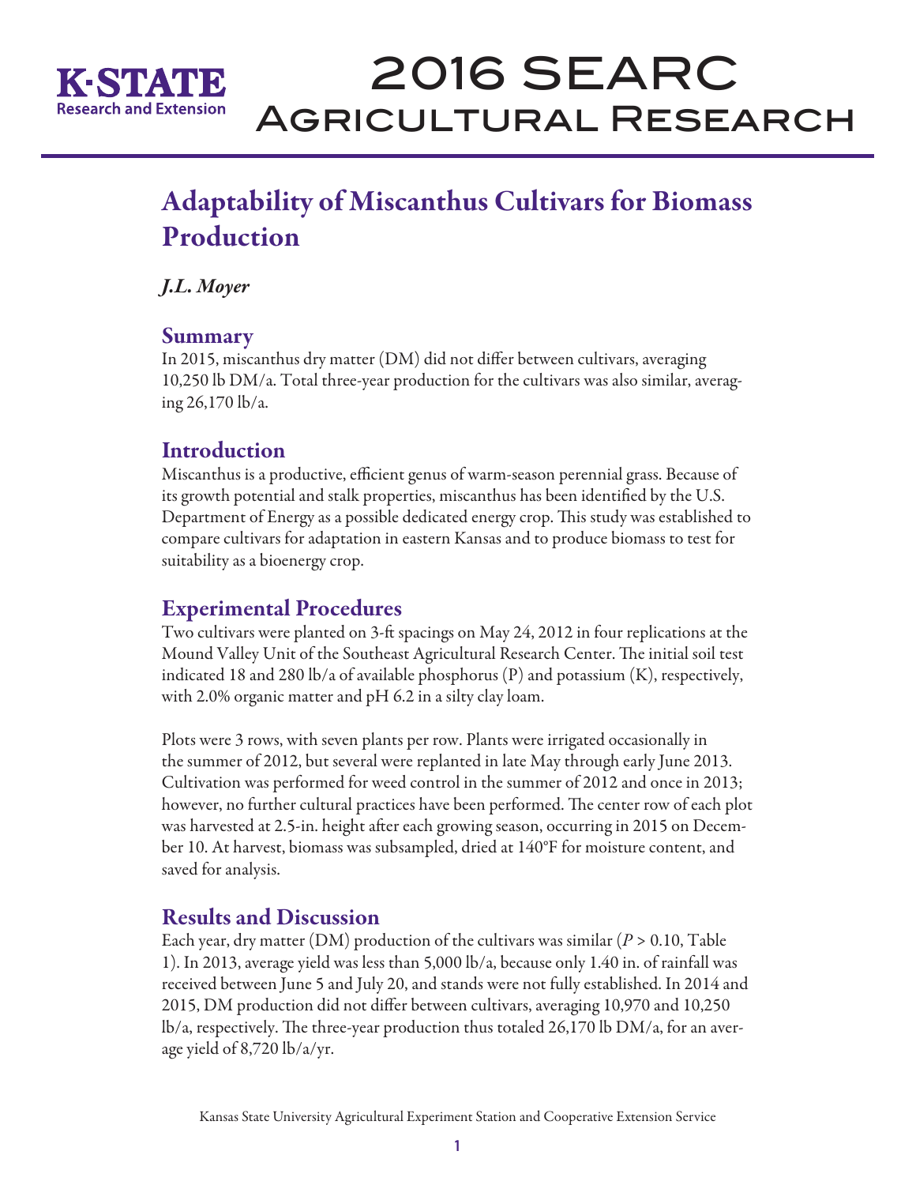# 2016 SEARC Agricultural Research

## Adaptability of Miscanthus Cultivars for Biomass Production

*J.L. Moyer*

## Summary

In 2015, miscanthus dry matter (DM) did not differ between cultivars, averaging 10,250 lb DM/a. Total three-year production for the cultivars was also similar, averaging 26,170 lb/a.

## Introduction

Miscanthus is a productive, efficient genus of warm-season perennial grass. Because of its growth potential and stalk properties, miscanthus has been identified by the U.S. Department of Energy as a possible dedicated energy crop. This study was established to compare cultivars for adaptation in eastern Kansas and to produce biomass to test for suitability as a bioenergy crop.

## Experimental Procedures

Two cultivars were planted on 3-ft spacings on May 24, 2012 in four replications at the Mound Valley Unit of the Southeast Agricultural Research Center. The initial soil test indicated 18 and 280 lb/a of available phosphorus (P) and potassium (K), respectively, with 2.0% organic matter and pH 6.2 in a silty clay loam.

Plots were 3 rows, with seven plants per row. Plants were irrigated occasionally in the summer of 2012, but several were replanted in late May through early June 2013. Cultivation was performed for weed control in the summer of 2012 and once in 2013; however, no further cultural practices have been performed. The center row of each plot was harvested at 2.5-in. height after each growing season, occurring in 2015 on December 10. At harvest, biomass was subsampled, dried at 140°F for moisture content, and saved for analysis.

## Results and Discussion

Each year, dry matter (DM) production of the cultivars was similar ($P > 0.10$, Table 1). In 2013, average yield was less than 5,000 lb/a, because only 1.40 in. of rainfall was received between June 5 and July 20, and stands were not fully established. In 2014 and 2015, DM production did not differ between cultivars, averaging 10,970 and 10,250 lb/a, respectively. The three-year production thus totaled 26,170 lb DM/a, for an average yield of 8,720 lb/a/yr.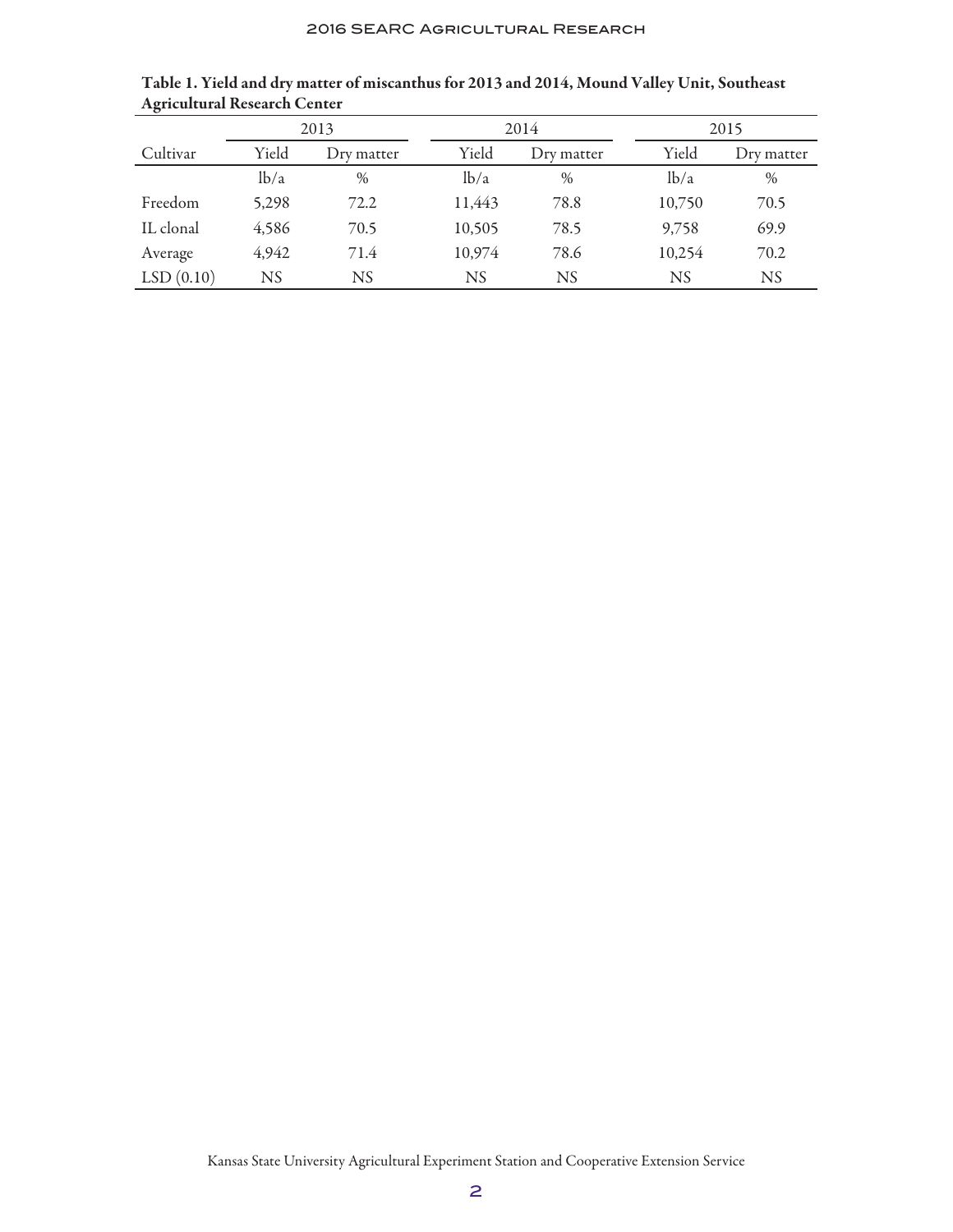**Table 1. Yield and dry matter of miscanthus for 2013 and 2014, Mound Valley Unit, Southeast Agricultural Research Center**

| | 2013 | | 2014 | | 2015 | |
|---|---|---|---|---|---|---|
| Cultivar | Yield | Dry matter | Yield | Dry matter | Yield | Dry matter |
| | lb/a | % | lb/a | % | lb/a | % |
| Freedom | 5,298 | 72.2 | 11,443 | 78.8 | 10,750 | 70.5 |
| IL clonal | 4,586 | 70.5 | 10,505 | 78.5 | 9,758 | 69.9 |
| Average | 4,942 | 71.4 | 10,974 | 78.6 | 10,254 | 70.2 |
| LSD (0.10) | NS | NS | NS | NS | NS | NS |